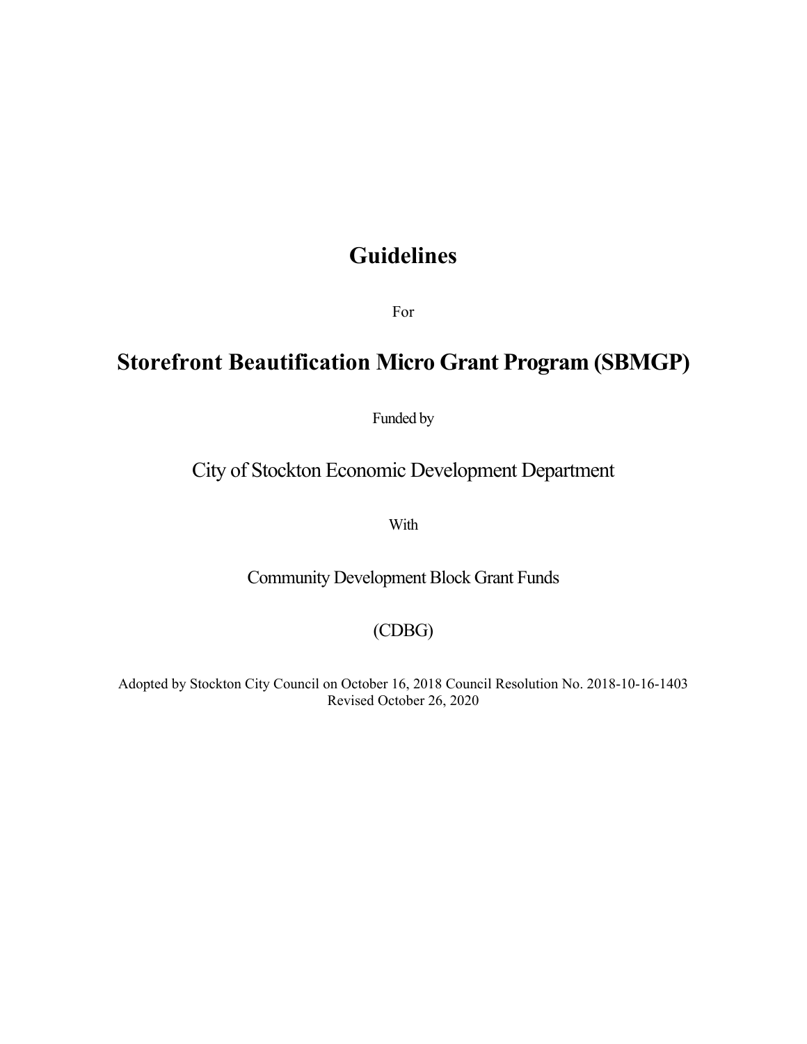# Guidelines

For

# Storefront Beautification Micro Grant Program (SBMGP)

Funded by

City of Stockton Economic Development Department

With

Community Development Block Grant Funds

(CDBG)

Adopted by Stockton City Council on October 16, 2018 Council Resolution No. 2018-10-16-1403
Revised October 26, 2020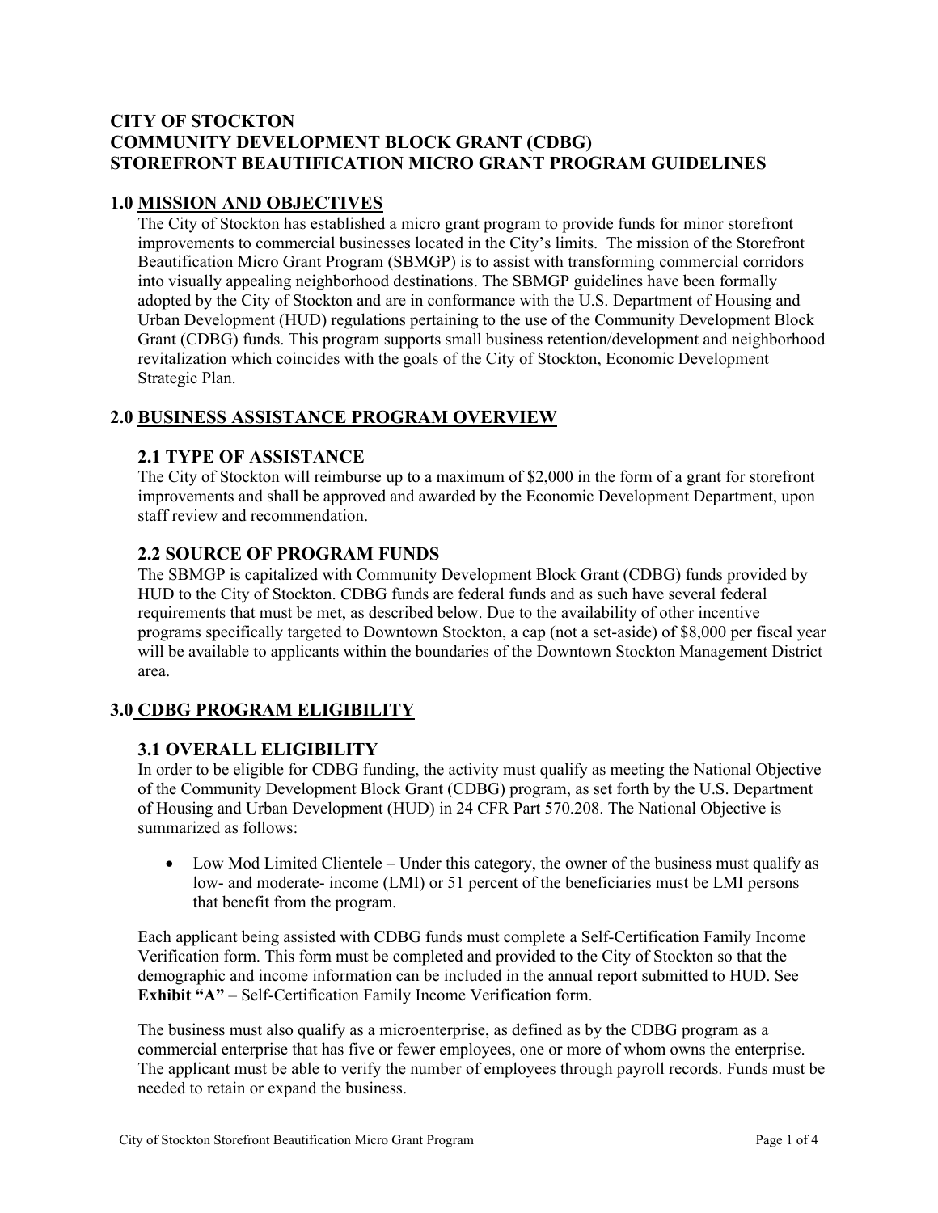# CITY OF STOCKTON
# COMMUNITY DEVELOPMENT BLOCK GRANT (CDBG)
# STOREFRONT BEAUTIFICATION MICRO GRANT PROGRAM GUIDELINES

## 1.0 MISSION AND OBJECTIVES

The City of Stockton has established a micro grant program to provide funds for minor storefront improvements to commercial businesses located in the City's limits. The mission of the Storefront Beautification Micro Grant Program (SBMGP) is to assist with transforming commercial corridors into visually appealing neighborhood destinations. The SBMGP guidelines have been formally adopted by the City of Stockton and are in conformance with the U.S. Department of Housing and Urban Development (HUD) regulations pertaining to the use of the Community Development Block Grant (CDBG) funds. This program supports small business retention/development and neighborhood revitalization which coincides with the goals of the City of Stockton, Economic Development Strategic Plan.

## 2.0 BUSINESS ASSISTANCE PROGRAM OVERVIEW

### 2.1 TYPE OF ASSISTANCE

The City of Stockton will reimburse up to a maximum of $2,000 in the form of a grant for storefront improvements and shall be approved and awarded by the Economic Development Department, upon staff review and recommendation.

### 2.2 SOURCE OF PROGRAM FUNDS

The SBMGP is capitalized with Community Development Block Grant (CDBG) funds provided by HUD to the City of Stockton. CDBG funds are federal funds and as such have several federal requirements that must be met, as described below. Due to the availability of other incentive programs specifically targeted to Downtown Stockton, a cap (not a set-aside) of $8,000 per fiscal year will be available to applicants within the boundaries of the Downtown Stockton Management District area.

## 3.0 CDBG PROGRAM ELIGIBILITY

### 3.1 OVERALL ELIGIBILITY

In order to be eligible for CDBG funding, the activity must qualify as meeting the National Objective of the Community Development Block Grant (CDBG) program, as set forth by the U.S. Department of Housing and Urban Development (HUD) in 24 CFR Part 570.208. The National Objective is summarized as follows:

- Low Mod Limited Clientele – Under this category, the owner of the business must qualify as low- and moderate- income (LMI) or 51 percent of the beneficiaries must be LMI persons that benefit from the program.

Each applicant being assisted with CDBG funds must complete a Self-Certification Family Income Verification form. This form must be completed and provided to the City of Stockton so that the demographic and income information can be included in the annual report submitted to HUD. See **Exhibit "A"** – Self-Certification Family Income Verification form.

The business must also qualify as a microenterprise, as defined as by the CDBG program as a commercial enterprise that has five or fewer employees, one or more of whom owns the enterprise. The applicant must be able to verify the number of employees through payroll records. Funds must be needed to retain or expand the business.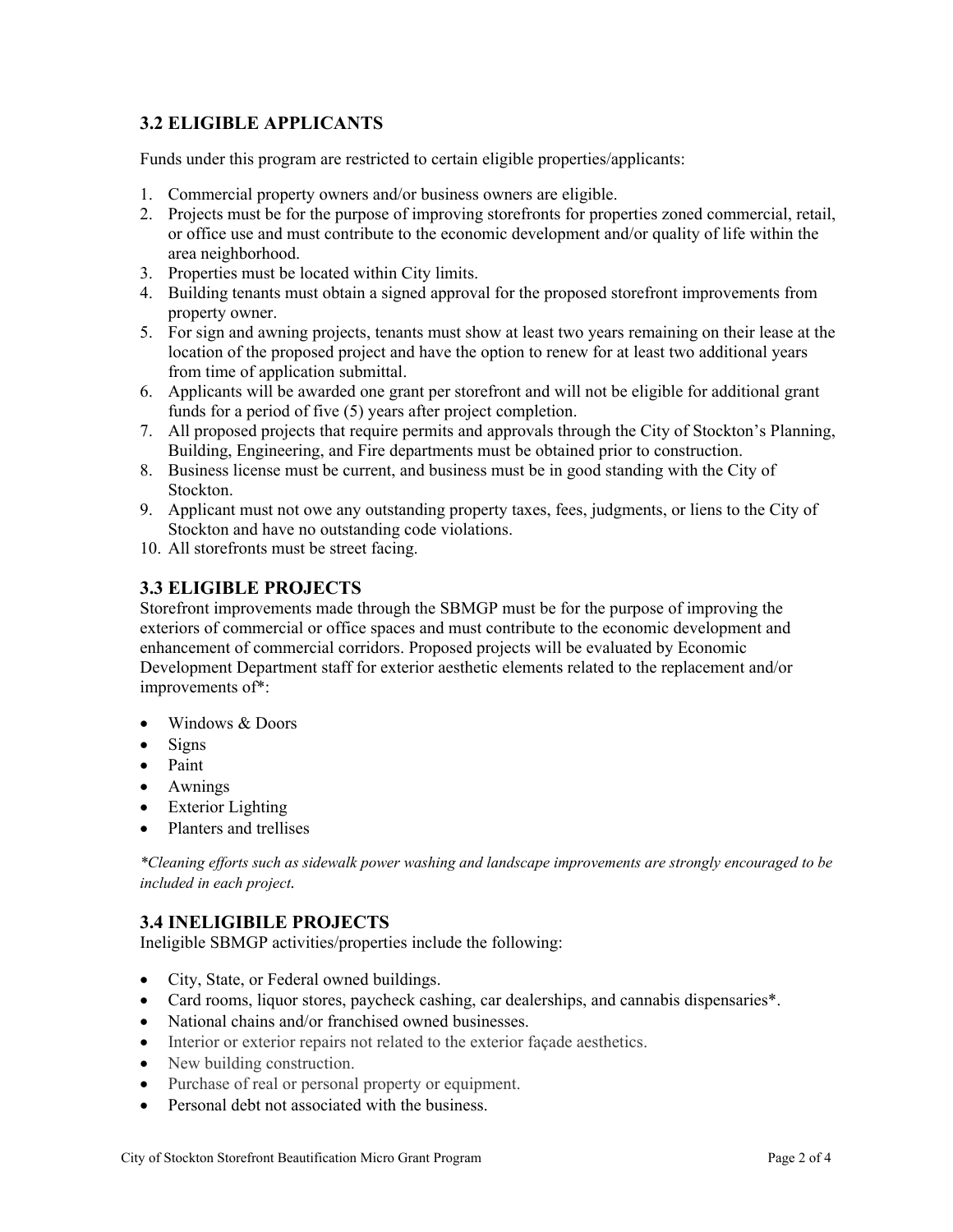## 3.2 ELIGIBLE APPLICANTS

Funds under this program are restricted to certain eligible properties/applicants:

1. Commercial property owners and/or business owners are eligible.
2. Projects must be for the purpose of improving storefronts for properties zoned commercial, retail, or office use and must contribute to the economic development and/or quality of life within the area neighborhood.
3. Properties must be located within City limits.
4. Building tenants must obtain a signed approval for the proposed storefront improvements from property owner.
5. For sign and awning projects, tenants must show at least two years remaining on their lease at the location of the proposed project and have the option to renew for at least two additional years from time of application submittal.
6. Applicants will be awarded one grant per storefront and will not be eligible for additional grant funds for a period of five (5) years after project completion.
7. All proposed projects that require permits and approvals through the City of Stockton's Planning, Building, Engineering, and Fire departments must be obtained prior to construction.
8. Business license must be current, and business must be in good standing with the City of Stockton.
9. Applicant must not owe any outstanding property taxes, fees, judgments, or liens to the City of Stockton and have no outstanding code violations.
10. All storefronts must be street facing.

## 3.3 ELIGIBLE PROJECTS

Storefront improvements made through the SBMGP must be for the purpose of improving the exteriors of commercial or office spaces and must contribute to the economic development and enhancement of commercial corridors. Proposed projects will be evaluated by Economic Development Department staff for exterior aesthetic elements related to the replacement and/or improvements of*:

- Windows & Doors
- Signs
- Paint
- Awnings
- Exterior Lighting
- Planters and trellises

*\*Cleaning efforts such as sidewalk power washing and landscape improvements are strongly encouraged to be included in each project.*

## 3.4 INELIGIBILE PROJECTS

Ineligible SBMGP activities/properties include the following:

- City, State, or Federal owned buildings.
- Card rooms, liquor stores, paycheck cashing, car dealerships, and cannabis dispensaries*.
- National chains and/or franchised owned businesses.
- Interior or exterior repairs not related to the exterior façade aesthetics.
- New building construction.
- Purchase of real or personal property or equipment.
- Personal debt not associated with the business.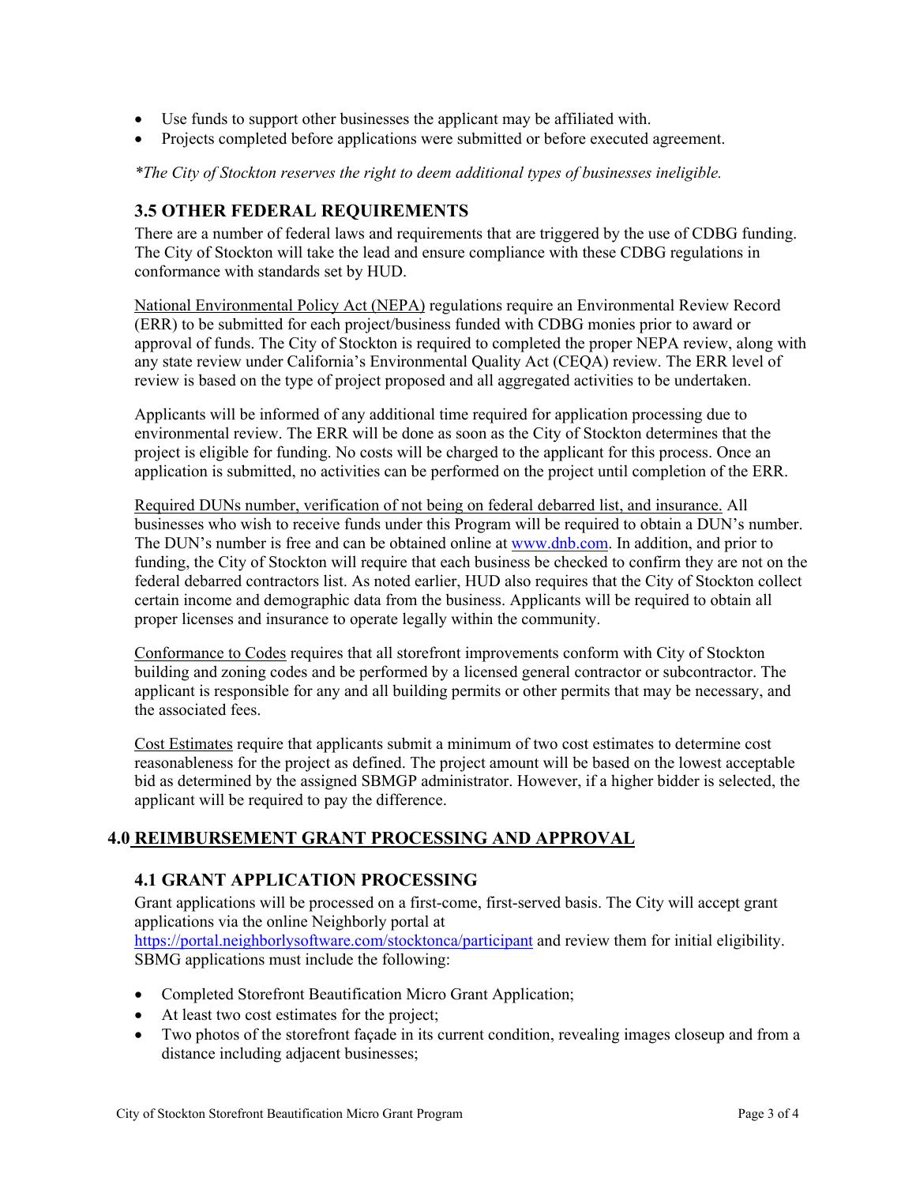- Use funds to support other businesses the applicant may be affiliated with.
- Projects completed before applications were submitted or before executed agreement.

*\*The City of Stockton reserves the right to deem additional types of businesses ineligible.*

### 3.5 OTHER FEDERAL REQUIREMENTS

There are a number of federal laws and requirements that are triggered by the use of CDBG funding. The City of Stockton will take the lead and ensure compliance with these CDBG regulations in conformance with standards set by HUD.

National Environmental Policy Act (NEPA) regulations require an Environmental Review Record (ERR) to be submitted for each project/business funded with CDBG monies prior to award or approval of funds. The City of Stockton is required to completed the proper NEPA review, along with any state review under California's Environmental Quality Act (CEQA) review. The ERR level of review is based on the type of project proposed and all aggregated activities to be undertaken.

Applicants will be informed of any additional time required for application processing due to environmental review. The ERR will be done as soon as the City of Stockton determines that the project is eligible for funding. No costs will be charged to the applicant for this process. Once an application is submitted, no activities can be performed on the project until completion of the ERR.

Required DUNs number, verification of not being on federal debarred list, and insurance. All businesses who wish to receive funds under this Program will be required to obtain a DUN's number. The DUN's number is free and can be obtained online at [www.dnb.com](http://www.dnb.com). In addition, and prior to funding, the City of Stockton will require that each business be checked to confirm they are not on the federal debarred contractors list. As noted earlier, HUD also requires that the City of Stockton collect certain income and demographic data from the business. Applicants will be required to obtain all proper licenses and insurance to operate legally within the community.

Conformance to Codes requires that all storefront improvements conform with City of Stockton building and zoning codes and be performed by a licensed general contractor or subcontractor. The applicant is responsible for any and all building permits or other permits that may be necessary, and the associated fees.

Cost Estimates require that applicants submit a minimum of two cost estimates to determine cost reasonableness for the project as defined. The project amount will be based on the lowest acceptable bid as determined by the assigned SBMGP administrator. However, if a higher bidder is selected, the applicant will be required to pay the difference.

## 4.0 REIMBURSEMENT GRANT PROCESSING AND APPROVAL

### 4.1 GRANT APPLICATION PROCESSING

Grant applications will be processed on a first-come, first-served basis. The City will accept grant applications via the online Neighborly portal at [https://portal.neighborlysoftware.com/stocktonca/participant](https://portal.neighborlysoftware.com/stocktonca/participant) and review them for initial eligibility. SBMG applications must include the following:

- Completed Storefront Beautification Micro Grant Application;
- At least two cost estimates for the project;
- Two photos of the storefront façade in its current condition, revealing images closeup and from a distance including adjacent businesses;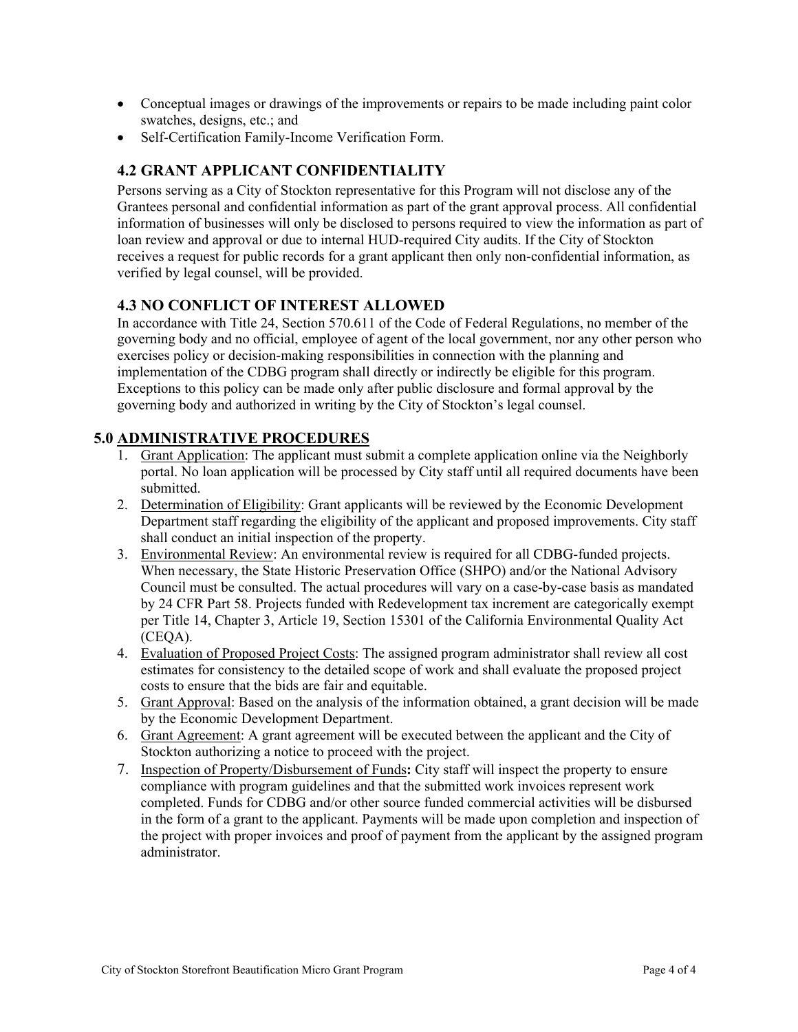- Conceptual images or drawings of the improvements or repairs to be made including paint color swatches, designs, etc.; and
- Self-Certification Family-Income Verification Form.

### 4.2 GRANT APPLICANT CONFIDENTIALITY

Persons serving as a City of Stockton representative for this Program will not disclose any of the Grantees personal and confidential information as part of the grant approval process. All confidential information of businesses will only be disclosed to persons required to view the information as part of loan review and approval or due to internal HUD-required City audits. If the City of Stockton receives a request for public records for a grant applicant then only non-confidential information, as verified by legal counsel, will be provided.

### 4.3 NO CONFLICT OF INTEREST ALLOWED

In accordance with Title 24, Section 570.611 of the Code of Federal Regulations, no member of the governing body and no official, employee of agent of the local government, nor any other person who exercises policy or decision-making responsibilities in connection with the planning and implementation of the CDBG program shall directly or indirectly be eligible for this program. Exceptions to this policy can be made only after public disclosure and formal approval by the governing body and authorized in writing by the City of Stockton's legal counsel.

## 5.0 ADMINISTRATIVE PROCEDURES

1. Grant Application: The applicant must submit a complete application online via the Neighborly portal. No loan application will be processed by City staff until all required documents have been submitted.
2. Determination of Eligibility: Grant applicants will be reviewed by the Economic Development Department staff regarding the eligibility of the applicant and proposed improvements. City staff shall conduct an initial inspection of the property.
3. Environmental Review: An environmental review is required for all CDBG-funded projects. When necessary, the State Historic Preservation Office (SHPO) and/or the National Advisory Council must be consulted. The actual procedures will vary on a case-by-case basis as mandated by 24 CFR Part 58. Projects funded with Redevelopment tax increment are categorically exempt per Title 14, Chapter 3, Article 19, Section 15301 of the California Environmental Quality Act (CEQA).
4. Evaluation of Proposed Project Costs: The assigned program administrator shall review all cost estimates for consistency to the detailed scope of work and shall evaluate the proposed project costs to ensure that the bids are fair and equitable.
5. Grant Approval: Based on the analysis of the information obtained, a grant decision will be made by the Economic Development Department.
6. Grant Agreement: A grant agreement will be executed between the applicant and the City of Stockton authorizing a notice to proceed with the project.
7. Inspection of Property/Disbursement of Funds**:** City staff will inspect the property to ensure compliance with program guidelines and that the submitted work invoices represent work completed. Funds for CDBG and/or other source funded commercial activities will be disbursed in the form of a grant to the applicant. Payments will be made upon completion and inspection of the project with proper invoices and proof of payment from the applicant by the assigned program administrator.